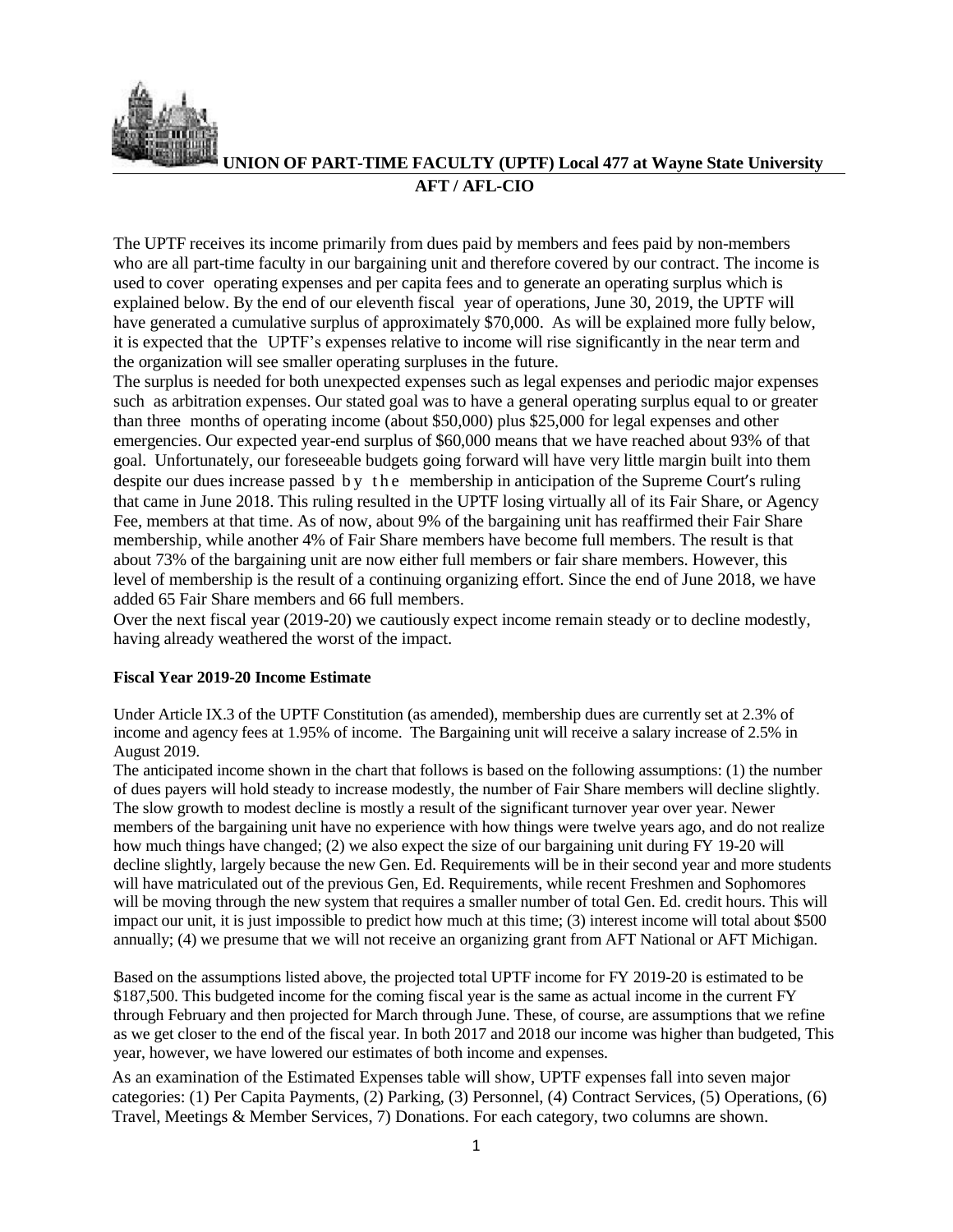**UNION OF PART-TIME FACULTY (UPTF) Local 477 at Wayne State University**
**AFT / AFL-CIO**

The UPTF receives its income primarily from dues paid by members and fees paid by non-members who are all part-time faculty in our bargaining unit and therefore covered by our contract. The income is used to cover operating expenses and per capita fees and to generate an operating surplus which is explained below. By the end of our eleventh fiscal year of operations, June 30, 2019, the UPTF will have generated a cumulative surplus of approximately $70,000. As will be explained more fully below, it is expected that the UPTF's expenses relative to income will rise significantly in the near term and the organization will see smaller operating surpluses in the future.

The surplus is needed for both unexpected expenses such as legal expenses and periodic major expenses such as arbitration expenses. Our stated goal was to have a general operating surplus equal to or greater than three months of operating income (about $50,000) plus $25,000 for legal expenses and other emergencies. Our expected year-end surplus of $60,000 means that we have reached about 93% of that goal. Unfortunately, our foreseeable budgets going forward will have very little margin built into them despite our dues increase passed by the membership in anticipation of the Supreme Court's ruling that came in June 2018. This ruling resulted in the UPTF losing virtually all of its Fair Share, or Agency Fee, members at that time. As of now, about 9% of the bargaining unit has reaffirmed their Fair Share membership, while another 4% of Fair Share members have become full members. The result is that about 73% of the bargaining unit are now either full members or fair share members. However, this level of membership is the result of a continuing organizing effort. Since the end of June 2018, we have added 65 Fair Share members and 66 full members.

Over the next fiscal year (2019-20) we cautiously expect income remain steady or to decline modestly, having already weathered the worst of the impact.

**Fiscal Year 2019-20 Income Estimate**

Under Article IX.3 of the UPTF Constitution (as amended), membership dues are currently set at 2.3% of income and agency fees at 1.95% of income. The Bargaining unit will receive a salary increase of 2.5% in August 2019.

The anticipated income shown in the chart that follows is based on the following assumptions: (1) the number of dues payers will hold steady to increase modestly, the number of Fair Share members will decline slightly. The slow growth to modest decline is mostly a result of the significant turnover year over year. Newer members of the bargaining unit have no experience with how things were twelve years ago, and do not realize how much things have changed; (2) we also expect the size of our bargaining unit during FY 19-20 will decline slightly, largely because the new Gen. Ed. Requirements will be in their second year and more students will have matriculated out of the previous Gen, Ed. Requirements, while recent Freshmen and Sophomores will be moving through the new system that requires a smaller number of total Gen. Ed. credit hours. This will impact our unit, it is just impossible to predict how much at this time; (3) interest income will total about $500 annually; (4) we presume that we will not receive an organizing grant from AFT National or AFT Michigan.

Based on the assumptions listed above, the projected total UPTF income for FY 2019-20 is estimated to be $187,500. This budgeted income for the coming fiscal year is the same as actual income in the current FY through February and then projected for March through June. These, of course, are assumptions that we refine as we get closer to the end of the fiscal year. In both 2017 and 2018 our income was higher than budgeted, This year, however, we have lowered our estimates of both income and expenses.

As an examination of the Estimated Expenses table will show, UPTF expenses fall into seven major categories: (1) Per Capita Payments, (2) Parking, (3) Personnel, (4) Contract Services, (5) Operations, (6) Travel, Meetings & Member Services, 7) Donations. For each category, two columns are shown.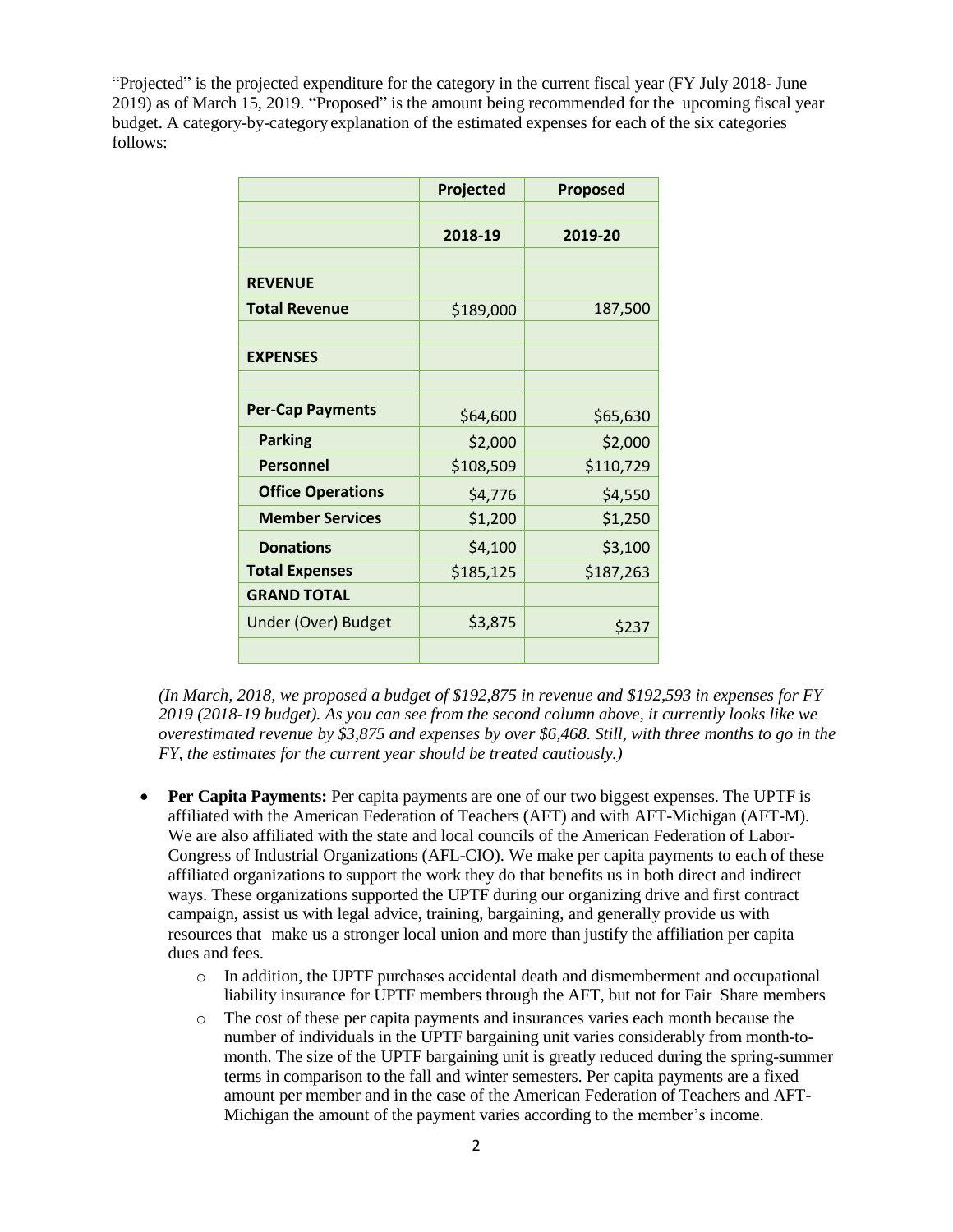"Projected" is the projected expenditure for the category in the current fiscal year (FY July 2018- June 2019) as of March 15, 2019. "Proposed" is the amount being recommended for the upcoming fiscal year budget. A category-by-category explanation of the estimated expenses for each of the six categories follows:

| | Projected | Proposed |
|---|---|---|
| | | |
| | 2018-19 | 2019-20 |
| | | |
| **REVENUE** | | |
| **Total Revenue** | $189,000 | 187,500 |
| | | |
| **EXPENSES** | | |
| | | |
| **Per-Cap Payments** | $64,600 | $65,630 |
| **Parking** | $2,000 | $2,000 |
| **Personnel** | $108,509 | $110,729 |
| **Office Operations** | $4,776 | $4,550 |
| **Member Services** | $1,200 | $1,250 |
| **Donations** | $4,100 | $3,100 |
| **Total Expenses** | $185,125 | $187,263 |
| **GRAND TOTAL** | | |
| Under (Over) Budget | $3,875 | $237 |
| | | |

*(In March, 2018, we proposed a budget of $192,875 in revenue and $192,593 in expenses for FY 2019 (2018-19 budget). As you can see from the second column above, it currently looks like we overestimated revenue by $3,875 and expenses by over $6,468. Still, with three months to go in the FY, the estimates for the current year should be treated cautiously.)*

- **Per Capita Payments:** Per capita payments are one of our two biggest expenses. The UPTF is affiliated with the American Federation of Teachers (AFT) and with AFT-Michigan (AFT-M). We are also affiliated with the state and local councils of the American Federation of Labor-Congress of Industrial Organizations (AFL-CIO). We make per capita payments to each of these affiliated organizations to support the work they do that benefits us in both direct and indirect ways. These organizations supported the UPTF during our organizing drive and first contract campaign, assist us with legal advice, training, bargaining, and generally provide us with resources that make us a stronger local union and more than justify the affiliation per capita dues and fees.
  - In addition, the UPTF purchases accidental death and dismemberment and occupational liability insurance for UPTF members through the AFT, but not for Fair Share members
  - The cost of these per capita payments and insurances varies each month because the number of individuals in the UPTF bargaining unit varies considerably from month-to-month. The size of the UPTF bargaining unit is greatly reduced during the spring-summer terms in comparison to the fall and winter semesters. Per capita payments are a fixed amount per member and in the case of the American Federation of Teachers and AFT-Michigan the amount of the payment varies according to the member's income.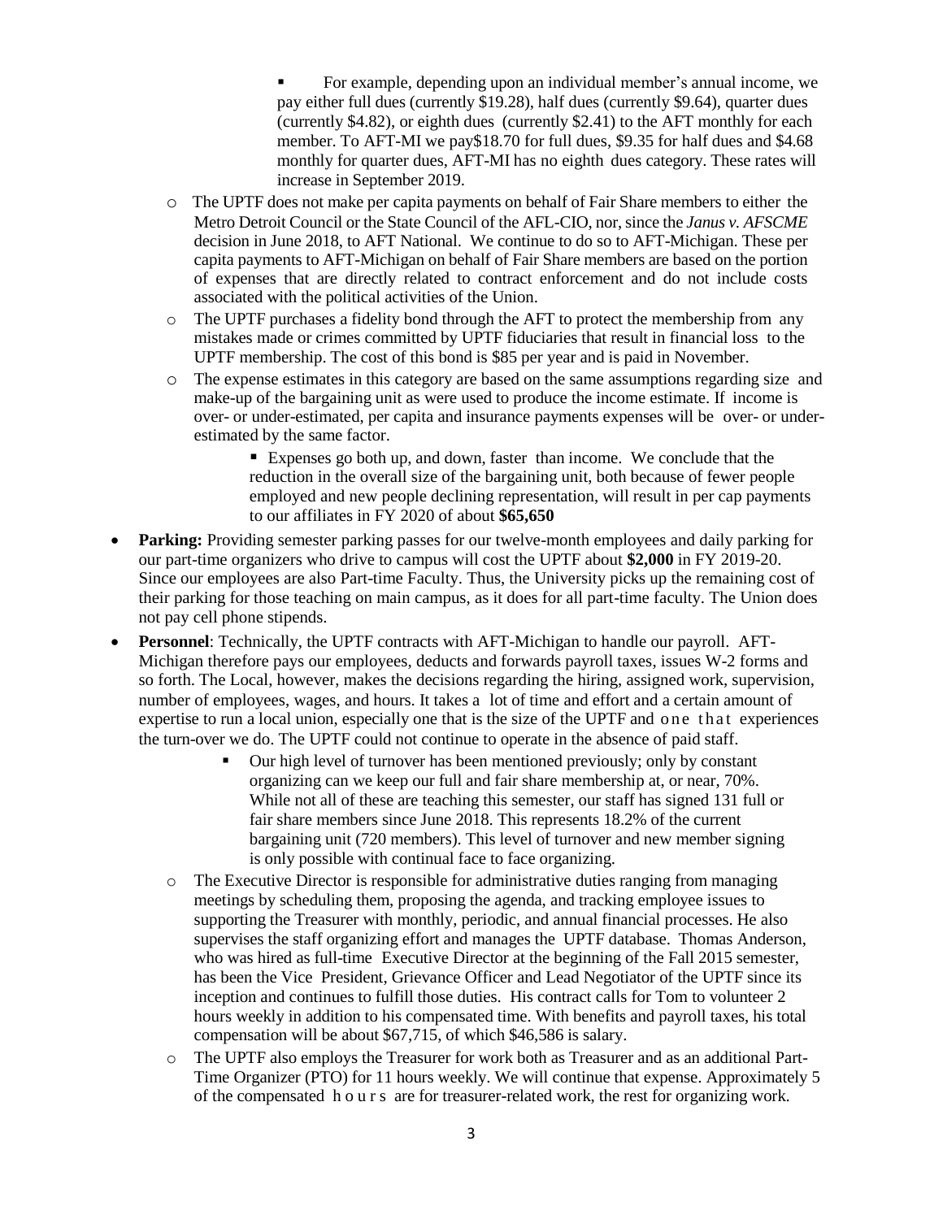- For example, depending upon an individual member's annual income, we pay either full dues (currently $19.28), half dues (currently $9.64), quarter dues (currently $4.82), or eighth dues (currently $2.41) to the AFT monthly for each member. To AFT-MI we pay$18.70 for full dues, $9.35 for half dues and $4.68 monthly for quarter dues, AFT-MI has no eighth dues category. These rates will increase in September 2019.

  - The UPTF does not make per capita payments on behalf of Fair Share members to either the Metro Detroit Council or the State Council of the AFL-CIO, nor, since the *Janus v. AFSCME* decision in June 2018, to AFT National. We continue to do so to AFT-Michigan. These per capita payments to AFT-Michigan on behalf of Fair Share members are based on the portion of expenses that are directly related to contract enforcement and do not include costs associated with the political activities of the Union.
  - The UPTF purchases a fidelity bond through the AFT to protect the membership from any mistakes made or crimes committed by UPTF fiduciaries that result in financial loss to the UPTF membership. The cost of this bond is $85 per year and is paid in November.
  - The expense estimates in this category are based on the same assumptions regarding size and make-up of the bargaining unit as were used to produce the income estimate. If income is over- or under-estimated, per capita and insurance payments expenses will be over- or under-estimated by the same factor.
    - Expenses go both up, and down, faster than income. We conclude that the reduction in the overall size of the bargaining unit, both because of fewer people employed and new people declining representation, will result in per cap payments to our affiliates in FY 2020 of about **$65,650**

- **Parking:** Providing semester parking passes for our twelve-month employees and daily parking for our part-time organizers who drive to campus will cost the UPTF about **$2,000** in FY 2019-20. Since our employees are also Part-time Faculty. Thus, the University picks up the remaining cost of their parking for those teaching on main campus, as it does for all part-time faculty. The Union does not pay cell phone stipends.
- **Personnel**: Technically, the UPTF contracts with AFT-Michigan to handle our payroll. AFT-Michigan therefore pays our employees, deducts and forwards payroll taxes, issues W-2 forms and so forth. The Local, however, makes the decisions regarding the hiring, assigned work, supervision, number of employees, wages, and hours. It takes a lot of time and effort and a certain amount of expertise to run a local union, especially one that is the size of the UPTF and one that experiences the turn-over we do. The UPTF could not continue to operate in the absence of paid staff.
    - Our high level of turnover has been mentioned previously; only by constant organizing can we keep our full and fair share membership at, or near, 70%. While not all of these are teaching this semester, our staff has signed 131 full or fair share members since June 2018. This represents 18.2% of the current bargaining unit (720 members). This level of turnover and new member signing is only possible with continual face to face organizing.
  - The Executive Director is responsible for administrative duties ranging from managing meetings by scheduling them, proposing the agenda, and tracking employee issues to supporting the Treasurer with monthly, periodic, and annual financial processes. He also supervises the staff organizing effort and manages the UPTF database. Thomas Anderson, who was hired as full-time Executive Director at the beginning of the Fall 2015 semester, has been the Vice President, Grievance Officer and Lead Negotiator of the UPTF since its inception and continues to fulfill those duties. His contract calls for Tom to volunteer 2 hours weekly in addition to his compensated time. With benefits and payroll taxes, his total compensation will be about $67,715, of which $46,586 is salary.
  - The UPTF also employs the Treasurer for work both as Treasurer and as an additional Part-Time Organizer (PTO) for 11 hours weekly. We will continue that expense. Approximately 5 of the compensated hours are for treasurer-related work, the rest for organizing work.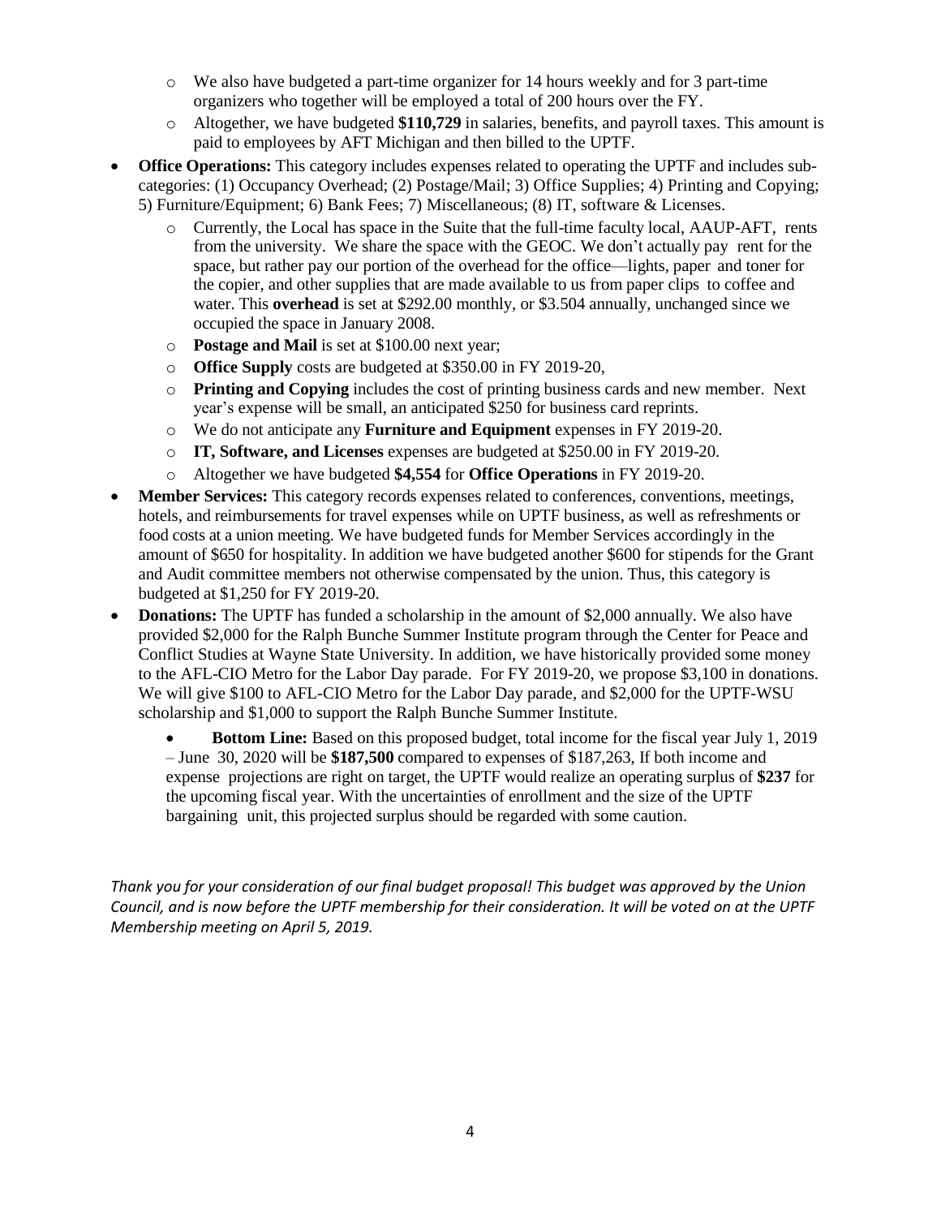- We also have budgeted a part-time organizer for 14 hours weekly and for 3 part-time organizers who together will be employed a total of 200 hours over the FY.
- Altogether, we have budgeted **$110,729** in salaries, benefits, and payroll taxes. This amount is paid to employees by AFT Michigan and then billed to the UPTF.

- **Office Operations:** This category includes expenses related to operating the UPTF and includes sub-categories: (1) Occupancy Overhead; (2) Postage/Mail; 3) Office Supplies; 4) Printing and Copying; 5) Furniture/Equipment; 6) Bank Fees; 7) Miscellaneous; (8) IT, software & Licenses.
  - Currently, the Local has space in the Suite that the full-time faculty local, AAUP-AFT, rents from the university. We share the space with the GEOC. We don't actually pay rent for the space, but rather pay our portion of the overhead for the office—lights, paper and toner for the copier, and other supplies that are made available to us from paper clips to coffee and water. This **overhead** is set at $292.00 monthly, or $3.504 annually, unchanged since we occupied the space in January 2008.
  - **Postage and Mail** is set at $100.00 next year;
  - **Office Supply** costs are budgeted at $350.00 in FY 2019-20,
  - **Printing and Copying** includes the cost of printing business cards and new member. Next year's expense will be small, an anticipated $250 for business card reprints.
  - We do not anticipate any **Furniture and Equipment** expenses in FY 2019-20.
  - **IT, Software, and Licenses** expenses are budgeted at $250.00 in FY 2019-20.
  - Altogether we have budgeted **$4,554** for **Office Operations** in FY 2019-20.
- **Member Services:** This category records expenses related to conferences, conventions, meetings, hotels, and reimbursements for travel expenses while on UPTF business, as well as refreshments or food costs at a union meeting. We have budgeted funds for Member Services accordingly in the amount of $650 for hospitality. In addition we have budgeted another $600 for stipends for the Grant and Audit committee members not otherwise compensated by the union. Thus, this category is budgeted at $1,250 for FY 2019-20.
- **Donations:** The UPTF has funded a scholarship in the amount of $2,000 annually. We also have provided $2,000 for the Ralph Bunche Summer Institute program through the Center for Peace and Conflict Studies at Wayne State University. In addition, we have historically provided some money to the AFL-CIO Metro for the Labor Day parade. For FY 2019-20, we propose $3,100 in donations. We will give $100 to AFL-CIO Metro for the Labor Day parade, and $2,000 for the UPTF-WSU scholarship and $1,000 to support the Ralph Bunche Summer Institute.

  - **Bottom Line:** Based on this proposed budget, total income for the fiscal year July 1, 2019 – June 30, 2020 will be **$187,500** compared to expenses of $187,263, If both income and expense projections are right on target, the UPTF would realize an operating surplus of **$237** for the upcoming fiscal year. With the uncertainties of enrollment and the size of the UPTF bargaining unit, this projected surplus should be regarded with some caution.

*Thank you for your consideration of our final budget proposal! This budget was approved by the Union Council, and is now before the UPTF membership for their consideration. It will be voted on at the UPTF Membership meeting on April 5, 2019.*